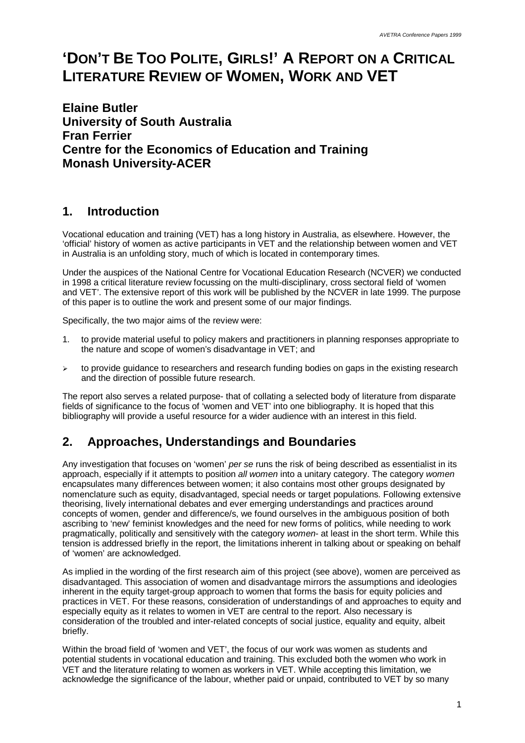# 'DON'T BE TOO POLITE, GIRLS!' A REPORT ON A CRITICAL LITERATURE REVIEW OF WOMEN, WORK AND VET

**Elaine Butler**
**University of South Australia**
**Fran Ferrier**
**Centre for the Economics of Education and Training**
**Monash University-ACER**

## 1. Introduction

Vocational education and training (VET) has a long history in Australia, as elsewhere. However, the 'official' history of women as active participants in VET and the relationship between women and VET in Australia is an unfolding story, much of which is located in contemporary times.

Under the auspices of the National Centre for Vocational Education Research (NCVER) we conducted in 1998 a critical literature review focussing on the multi-disciplinary, cross sectoral field of 'women and VET'. The extensive report of this work will be published by the NCVER in late 1999. The purpose of this paper is to outline the work and present some of our major findings.

Specifically, the two major aims of the review were:

1. to provide material useful to policy makers and practitioners in planning responses appropriate to the nature and scope of women's disadvantage in VET; and
- to provide guidance to researchers and research funding bodies on gaps in the existing research and the direction of possible future research.

The report also serves a related purpose- that of collating a selected body of literature from disparate fields of significance to the focus of 'women and VET' into one bibliography. It is hoped that this bibliography will provide a useful resource for a wider audience with an interest in this field.

## 2. Approaches, Understandings and Boundaries

Any investigation that focuses on 'women' *per se* runs the risk of being described as essentialist in its approach, especially if it attempts to position *all women* into a unitary category. The category *women* encapsulates many differences between women; it also contains most other groups designated by nomenclature such as equity, disadvantaged, special needs or target populations. Following extensive theorising, lively international debates and ever emerging understandings and practices around concepts of women, gender and difference/s, we found ourselves in the ambiguous position of both ascribing to 'new' feminist knowledges and the need for new forms of politics, while needing to work pragmatically, politically and sensitively with the category *women*- at least in the short term. While this tension is addressed briefly in the report, the limitations inherent in talking about or speaking on behalf of 'women' are acknowledged.

As implied in the wording of the first research aim of this project (see above), women are perceived as disadvantaged. This association of women and disadvantage mirrors the assumptions and ideologies inherent in the equity target-group approach to women that forms the basis for equity policies and practices in VET. For these reasons, consideration of understandings of and approaches to equity and especially equity as it relates to women in VET are central to the report. Also necessary is consideration of the troubled and inter-related concepts of social justice, equality and equity, albeit briefly.

Within the broad field of 'women and VET', the focus of our work was women as students and potential students in vocational education and training. This excluded both the women who work in VET and the literature relating to women as workers in VET. While accepting this limitation, we acknowledge the significance of the labour, whether paid or unpaid, contributed to VET by so many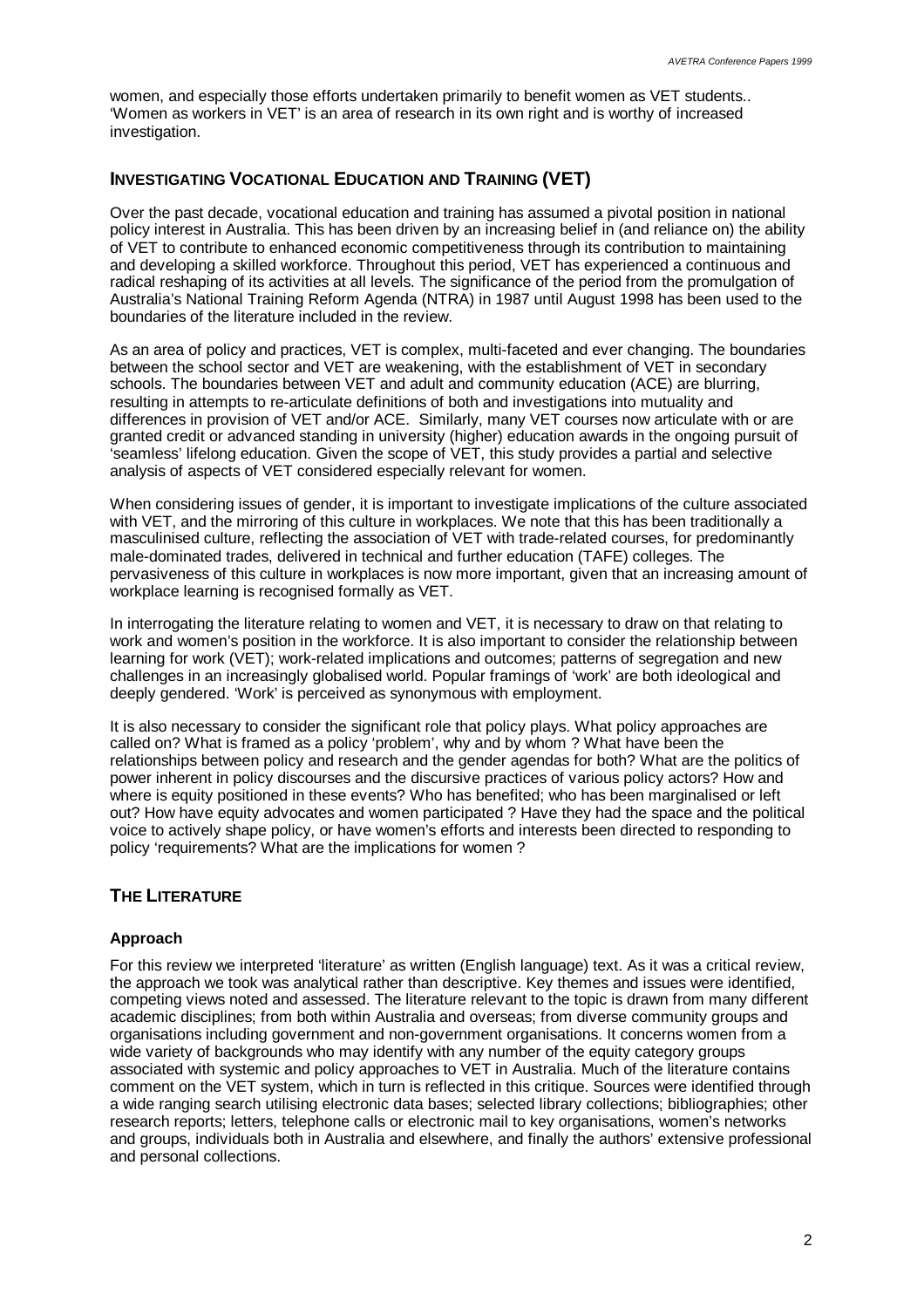women, and especially those efforts undertaken primarily to benefit women as VET students.. 'Women as workers in VET' is an area of research in its own right and is worthy of increased investigation.

## Investigating Vocational Education and Training (VET)

Over the past decade, vocational education and training has assumed a pivotal position in national policy interest in Australia. This has been driven by an increasing belief in (and reliance on) the ability of VET to contribute to enhanced economic competitiveness through its contribution to maintaining and developing a skilled workforce. Throughout this period, VET has experienced a continuous and radical reshaping of its activities at all levels. The significance of the period from the promulgation of Australia's National Training Reform Agenda (NTRA) in 1987 until August 1998 has been used to the boundaries of the literature included in the review.

As an area of policy and practices, VET is complex, multi-faceted and ever changing. The boundaries between the school sector and VET are weakening, with the establishment of VET in secondary schools. The boundaries between VET and adult and community education (ACE) are blurring, resulting in attempts to re-articulate definitions of both and investigations into mutuality and differences in provision of VET and/or ACE. Similarly, many VET courses now articulate with or are granted credit or advanced standing in university (higher) education awards in the ongoing pursuit of 'seamless' lifelong education. Given the scope of VET, this study provides a partial and selective analysis of aspects of VET considered especially relevant for women.

When considering issues of gender, it is important to investigate implications of the culture associated with VET, and the mirroring of this culture in workplaces. We note that this has been traditionally a masculinised culture, reflecting the association of VET with trade-related courses, for predominantly male-dominated trades, delivered in technical and further education (TAFE) colleges. The pervasiveness of this culture in workplaces is now more important, given that an increasing amount of workplace learning is recognised formally as VET.

In interrogating the literature relating to women and VET, it is necessary to draw on that relating to work and women's position in the workforce. It is also important to consider the relationship between learning for work (VET); work-related implications and outcomes; patterns of segregation and new challenges in an increasingly globalised world. Popular framings of 'work' are both ideological and deeply gendered. 'Work' is perceived as synonymous with employment.

It is also necessary to consider the significant role that policy plays. What policy approaches are called on? What is framed as a policy 'problem', why and by whom ? What have been the relationships between policy and research and the gender agendas for both? What are the politics of power inherent in policy discourses and the discursive practices of various policy actors? How and where is equity positioned in these events? Who has benefited; who has been marginalised or left out? How have equity advocates and women participated ? Have they had the space and the political voice to actively shape policy, or have women's efforts and interests been directed to responding to policy 'requirements? What are the implications for women ?

## The Literature

### Approach

For this review we interpreted 'literature' as written (English language) text. As it was a critical review, the approach we took was analytical rather than descriptive. Key themes and issues were identified, competing views noted and assessed. The literature relevant to the topic is drawn from many different academic disciplines; from both within Australia and overseas; from diverse community groups and organisations including government and non-government organisations. It concerns women from a wide variety of backgrounds who may identify with any number of the equity category groups associated with systemic and policy approaches to VET in Australia. Much of the literature contains comment on the VET system, which in turn is reflected in this critique. Sources were identified through a wide ranging search utilising electronic data bases; selected library collections; bibliographies; other research reports; letters, telephone calls or electronic mail to key organisations, women's networks and groups, individuals both in Australia and elsewhere, and finally the authors' extensive professional and personal collections.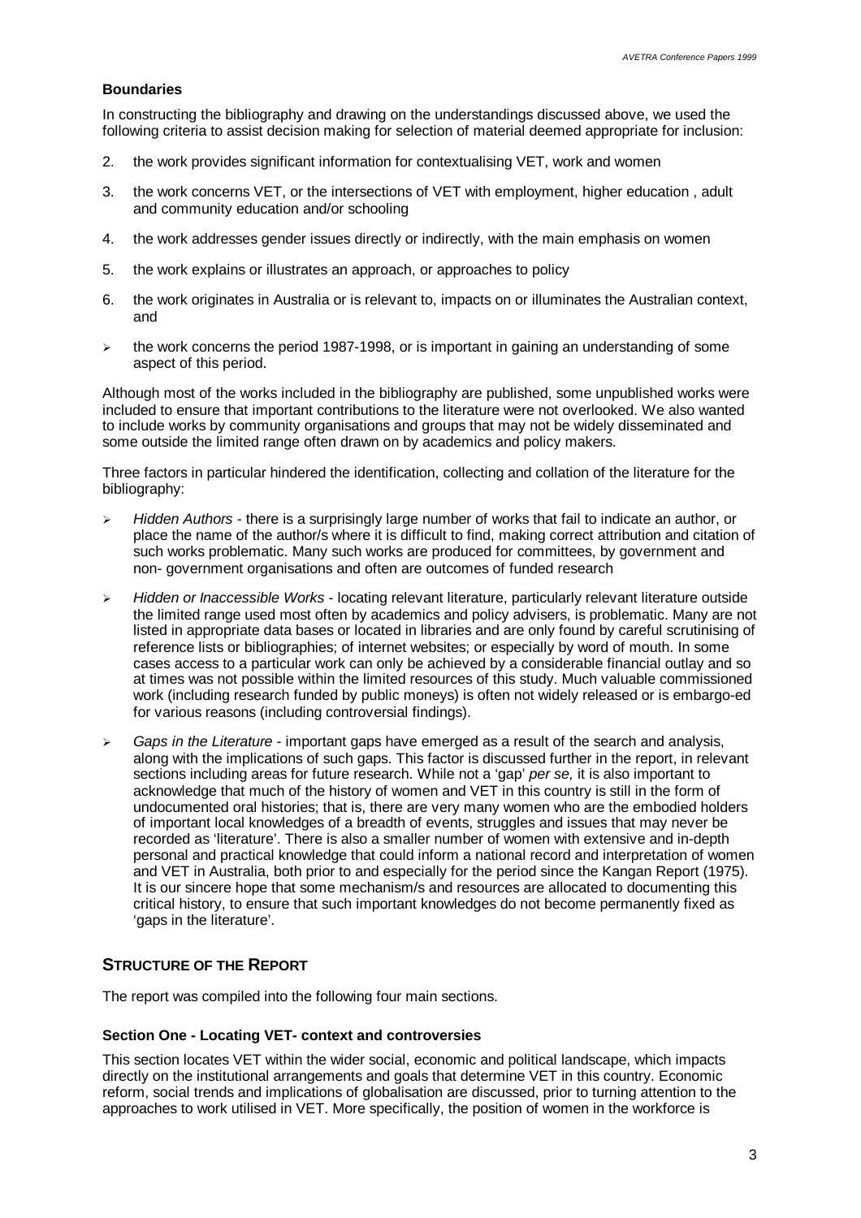### Boundaries

In constructing the bibliography and drawing on the understandings discussed above, we used the following criteria to assist decision making for selection of material deemed appropriate for inclusion:

2. the work provides significant information for contextualising VET, work and women
3. the work concerns VET, or the intersections of VET with employment, higher education , adult and community education and/or schooling
4. the work addresses gender issues directly or indirectly, with the main emphasis on women
5. the work explains or illustrates an approach, or approaches to policy
6. the work originates in Australia or is relevant to, impacts on or illuminates the Australian context, and

- the work concerns the period 1987-1998, or is important in gaining an understanding of some aspect of this period.

Although most of the works included in the bibliography are published, some unpublished works were included to ensure that important contributions to the literature were not overlooked. We also wanted to include works by community organisations and groups that may not be widely disseminated and some outside the limited range often drawn on by academics and policy makers.

Three factors in particular hindered the identification, collecting and collation of the literature for the bibliography:

- *Hidden Authors* - there is a surprisingly large number of works that fail to indicate an author, or place the name of the author/s where it is difficult to find, making correct attribution and citation of such works problematic. Many such works are produced for committees, by government and non- government organisations and often are outcomes of funded research
- *Hidden or Inaccessible Works* - locating relevant literature, particularly relevant literature outside the limited range used most often by academics and policy advisers, is problematic. Many are not listed in appropriate data bases or located in libraries and are only found by careful scrutinising of reference lists or bibliographies; of internet websites; or especially by word of mouth. In some cases access to a particular work can only be achieved by a considerable financial outlay and so at times was not possible within the limited resources of this study. Much valuable commissioned work (including research funded by public moneys) is often not widely released or is embargo-ed for various reasons (including controversial findings).
- *Gaps in the Literature* - important gaps have emerged as a result of the search and analysis, along with the implications of such gaps. This factor is discussed further in the report, in relevant sections including areas for future research. While not a 'gap' *per se,* it is also important to acknowledge that much of the history of women and VET in this country is still in the form of undocumented oral histories; that is, there are very many women who are the embodied holders of important local knowledges of a breadth of events, struggles and issues that may never be recorded as 'literature'. There is also a smaller number of women with extensive and in-depth personal and practical knowledge that could inform a national record and interpretation of women and VET in Australia, both prior to and especially for the period since the Kangan Report (1975). It is our sincere hope that some mechanism/s and resources are allocated to documenting this critical history, to ensure that such important knowledges do not become permanently fixed as 'gaps in the literature'.

## STRUCTURE OF THE REPORT

The report was compiled into the following four main sections.

### Section One - Locating VET- context and controversies

This section locates VET within the wider social, economic and political landscape, which impacts directly on the institutional arrangements and goals that determine VET in this country. Economic reform, social trends and implications of globalisation are discussed, prior to turning attention to the approaches to work utilised in VET. More specifically, the position of women in the workforce is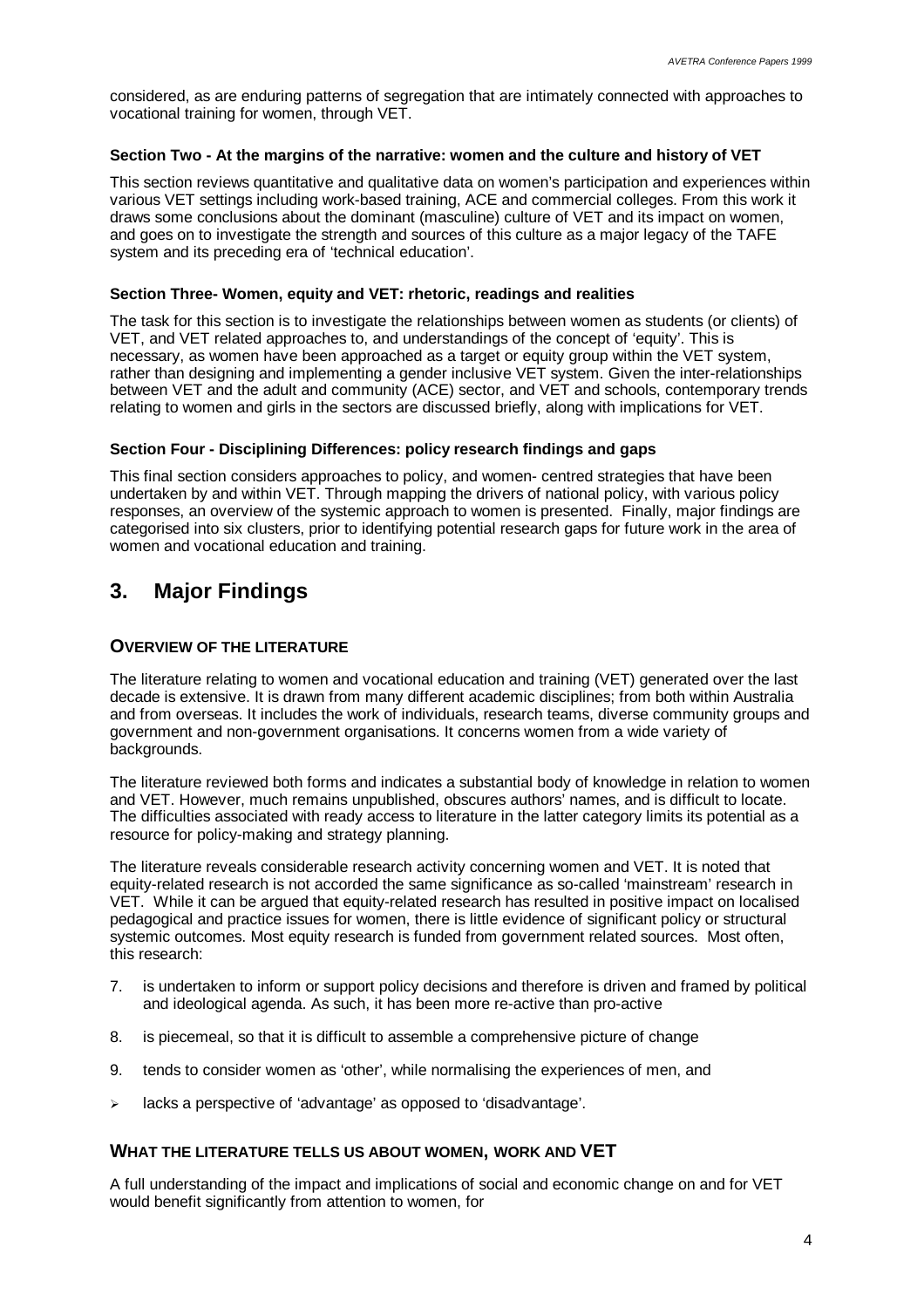considered, as are enduring patterns of segregation that are intimately connected with approaches to vocational training for women, through VET.

#### Section Two - At the margins of the narrative: women and the culture and history of VET

This section reviews quantitative and qualitative data on women's participation and experiences within various VET settings including work-based training, ACE and commercial colleges. From this work it draws some conclusions about the dominant (masculine) culture of VET and its impact on women, and goes on to investigate the strength and sources of this culture as a major legacy of the TAFE system and its preceding era of 'technical education'.

#### Section Three- Women, equity and VET: rhetoric, readings and realities

The task for this section is to investigate the relationships between women as students (or clients) of VET, and VET related approaches to, and understandings of the concept of 'equity'. This is necessary, as women have been approached as a target or equity group within the VET system, rather than designing and implementing a gender inclusive VET system. Given the inter-relationships between VET and the adult and community (ACE) sector, and VET and schools, contemporary trends relating to women and girls in the sectors are discussed briefly, along with implications for VET.

#### Section Four - Disciplining Differences: policy research findings and gaps

This final section considers approaches to policy, and women- centred strategies that have been undertaken by and within VET. Through mapping the drivers of national policy, with various policy responses, an overview of the systemic approach to women is presented. Finally, major findings are categorised into six clusters, prior to identifying potential research gaps for future work in the area of women and vocational education and training.

## 3. Major Findings

### OVERVIEW OF THE LITERATURE

The literature relating to women and vocational education and training (VET) generated over the last decade is extensive. It is drawn from many different academic disciplines; from both within Australia and from overseas. It includes the work of individuals, research teams, diverse community groups and government and non-government organisations. It concerns women from a wide variety of backgrounds.

The literature reviewed both forms and indicates a substantial body of knowledge in relation to women and VET. However, much remains unpublished, obscures authors' names, and is difficult to locate. The difficulties associated with ready access to literature in the latter category limits its potential as a resource for policy-making and strategy planning.

The literature reveals considerable research activity concerning women and VET. It is noted that equity-related research is not accorded the same significance as so-called 'mainstream' research in VET. While it can be argued that equity-related research has resulted in positive impact on localised pedagogical and practice issues for women, there is little evidence of significant policy or structural systemic outcomes. Most equity research is funded from government related sources. Most often, this research:

7. is undertaken to inform or support policy decisions and therefore is driven and framed by political and ideological agenda. As such, it has been more re-active than pro-active
8. is piecemeal, so that it is difficult to assemble a comprehensive picture of change
9. tends to consider women as 'other', while normalising the experiences of men, and

- lacks a perspective of 'advantage' as opposed to 'disadvantage'.

### WHAT THE LITERATURE TELLS US ABOUT WOMEN, WORK AND VET

A full understanding of the impact and implications of social and economic change on and for VET would benefit significantly from attention to women, for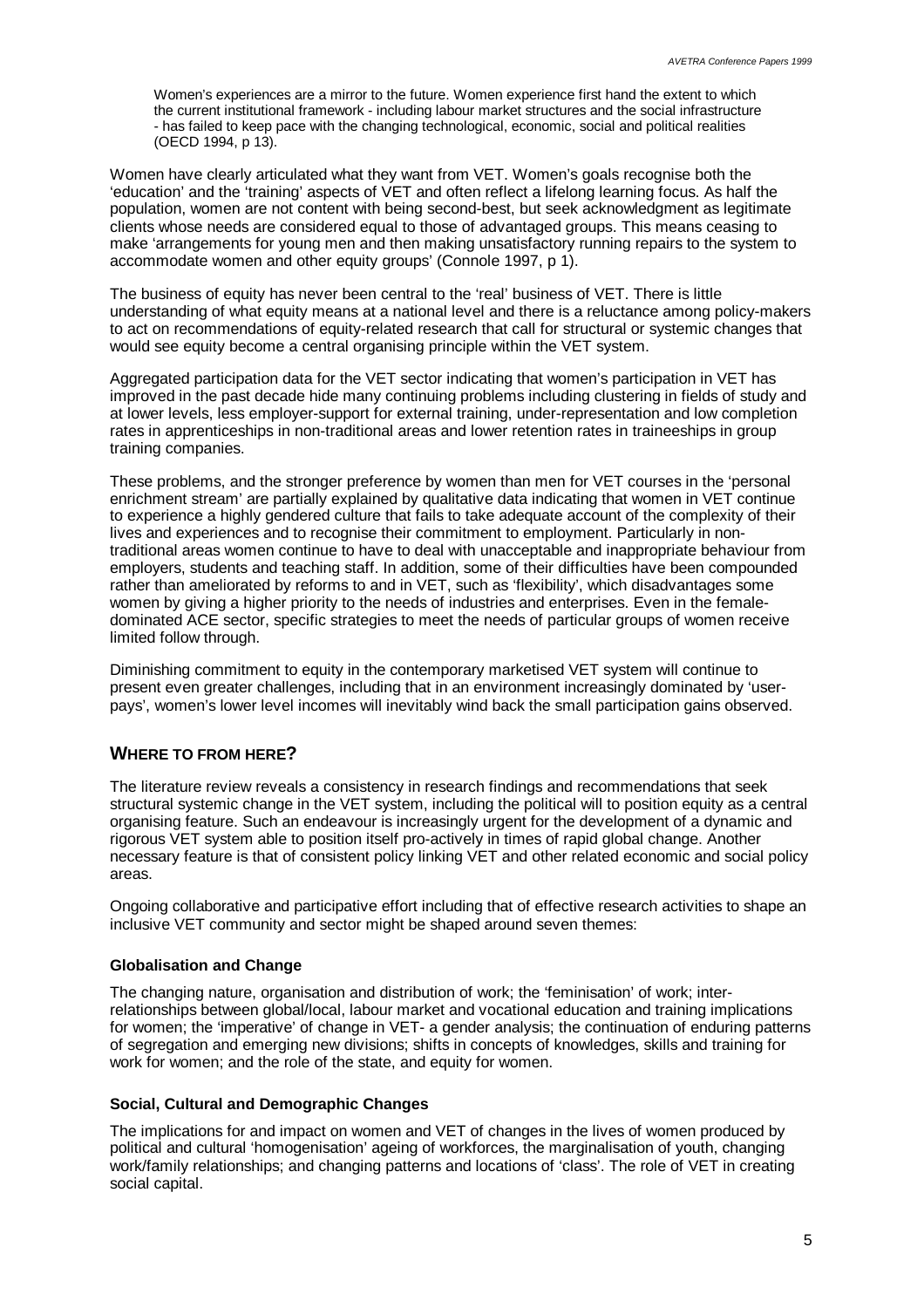> Women's experiences are a mirror to the future. Women experience first hand the extent to which the current institutional framework - including labour market structures and the social infrastructure - has failed to keep pace with the changing technological, economic, social and political realities (OECD 1994, p 13).

Women have clearly articulated what they want from VET. Women's goals recognise both the 'education' and the 'training' aspects of VET and often reflect a lifelong learning focus. As half the population, women are not content with being second-best, but seek acknowledgment as legitimate clients whose needs are considered equal to those of advantaged groups. This means ceasing to make 'arrangements for young men and then making unsatisfactory running repairs to the system to accommodate women and other equity groups' (Connole 1997, p 1).

The business of equity has never been central to the 'real' business of VET. There is little understanding of what equity means at a national level and there is a reluctance among policy-makers to act on recommendations of equity-related research that call for structural or systemic changes that would see equity become a central organising principle within the VET system.

Aggregated participation data for the VET sector indicating that women's participation in VET has improved in the past decade hide many continuing problems including clustering in fields of study and at lower levels, less employer-support for external training, under-representation and low completion rates in apprenticeships in non-traditional areas and lower retention rates in traineeships in group training companies.

These problems, and the stronger preference by women than men for VET courses in the 'personal enrichment stream' are partially explained by qualitative data indicating that women in VET continue to experience a highly gendered culture that fails to take adequate account of the complexity of their lives and experiences and to recognise their commitment to employment. Particularly in non-traditional areas women continue to have to deal with unacceptable and inappropriate behaviour from employers, students and teaching staff. In addition, some of their difficulties have been compounded rather than ameliorated by reforms to and in VET, such as 'flexibility', which disadvantages some women by giving a higher priority to the needs of industries and enterprises. Even in the female-dominated ACE sector, specific strategies to meet the needs of particular groups of women receive limited follow through.

Diminishing commitment to equity in the contemporary marketised VET system will continue to present even greater challenges, including that in an environment increasingly dominated by 'user-pays', women's lower level incomes will inevitably wind back the small participation gains observed.

## WHERE TO FROM HERE?

The literature review reveals a consistency in research findings and recommendations that seek structural systemic change in the VET system, including the political will to position equity as a central organising feature. Such an endeavour is increasingly urgent for the development of a dynamic and rigorous VET system able to position itself pro-actively in times of rapid global change. Another necessary feature is that of consistent policy linking VET and other related economic and social policy areas.

Ongoing collaborative and participative effort including that of effective research activities to shape an inclusive VET community and sector might be shaped around seven themes:

### Globalisation and Change

The changing nature, organisation and distribution of work; the 'feminisation' of work; inter-relationships between global/local, labour market and vocational education and training implications for women; the 'imperative' of change in VET- a gender analysis; the continuation of enduring patterns of segregation and emerging new divisions; shifts in concepts of knowledges, skills and training for work for women; and the role of the state, and equity for women.

### Social, Cultural and Demographic Changes

The implications for and impact on women and VET of changes in the lives of women produced by political and cultural 'homogenisation' ageing of workforces, the marginalisation of youth, changing work/family relationships; and changing patterns and locations of 'class'. The role of VET in creating social capital.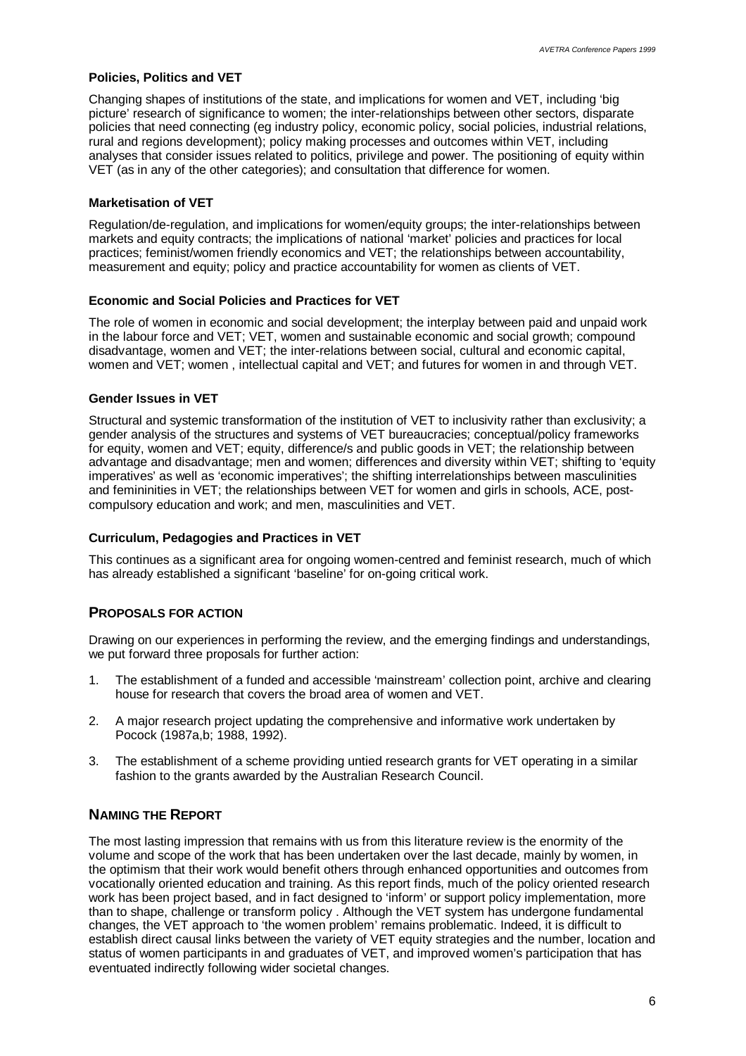#### Policies, Politics and VET

Changing shapes of institutions of the state, and implications for women and VET, including 'big picture' research of significance to women; the inter-relationships between other sectors, disparate policies that need connecting (eg industry policy, economic policy, social policies, industrial relations, rural and regions development); policy making processes and outcomes within VET, including analyses that consider issues related to politics, privilege and power. The positioning of equity within VET (as in any of the other categories); and consultation that difference for women.

#### Marketisation of VET

Regulation/de-regulation, and implications for women/equity groups; the inter-relationships between markets and equity contracts; the implications of national 'market' policies and practices for local practices; feminist/women friendly economics and VET; the relationships between accountability, measurement and equity; policy and practice accountability for women as clients of VET.

#### Economic and Social Policies and Practices for VET

The role of women in economic and social development; the interplay between paid and unpaid work in the labour force and VET; VET, women and sustainable economic and social growth; compound disadvantage, women and VET; the inter-relations between social, cultural and economic capital, women and VET; women , intellectual capital and VET; and futures for women in and through VET.

#### Gender Issues in VET

Structural and systemic transformation of the institution of VET to inclusivity rather than exclusivity; a gender analysis of the structures and systems of VET bureaucracies; conceptual/policy frameworks for equity, women and VET; equity, difference/s and public goods in VET; the relationship between advantage and disadvantage; men and women; differences and diversity within VET; shifting to 'equity imperatives' as well as 'economic imperatives'; the shifting interrelationships between masculinities and femininities in VET; the relationships between VET for women and girls in schools, ACE, post-compulsory education and work; and men, masculinities and VET.

#### Curriculum, Pedagogies and Practices in VET

This continues as a significant area for ongoing women-centred and feminist research, much of which has already established a significant 'baseline' for on-going critical work.

## Proposals for Action

Drawing on our experiences in performing the review, and the emerging findings and understandings, we put forward three proposals for further action:

1. The establishment of a funded and accessible 'mainstream' collection point, archive and clearing house for research that covers the broad area of women and VET.
2. A major research project updating the comprehensive and informative work undertaken by Pocock (1987a,b; 1988, 1992).
3. The establishment of a scheme providing untied research grants for VET operating in a similar fashion to the grants awarded by the Australian Research Council.

## Naming the Report

The most lasting impression that remains with us from this literature review is the enormity of the volume and scope of the work that has been undertaken over the last decade, mainly by women, in the optimism that their work would benefit others through enhanced opportunities and outcomes from vocationally oriented education and training. As this report finds, much of the policy oriented research work has been project based, and in fact designed to 'inform' or support policy implementation, more than to shape, challenge or transform policy . Although the VET system has undergone fundamental changes, the VET approach to 'the women problem' remains problematic. Indeed, it is difficult to establish direct causal links between the variety of VET equity strategies and the number, location and status of women participants in and graduates of VET, and improved women's participation that has eventuated indirectly following wider societal changes.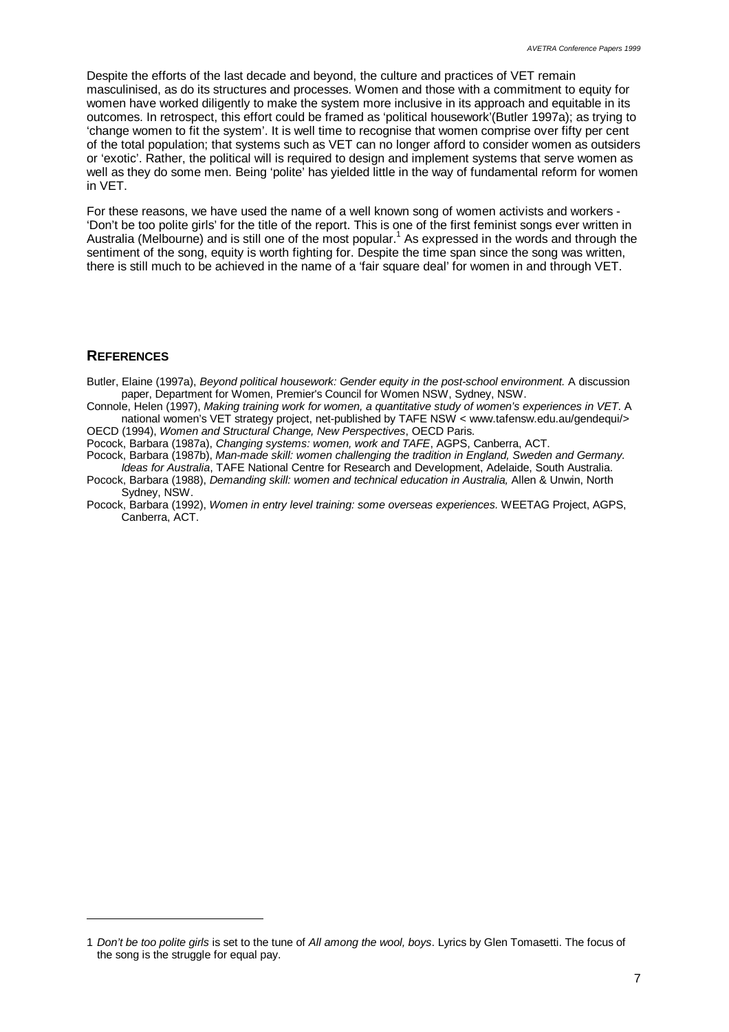Despite the efforts of the last decade and beyond, the culture and practices of VET remain masculinised, as do its structures and processes. Women and those with a commitment to equity for women have worked diligently to make the system more inclusive in its approach and equitable in its outcomes. In retrospect, this effort could be framed as 'political housework'(Butler 1997a); as trying to 'change women to fit the system'. It is well time to recognise that women comprise over fifty per cent of the total population; that systems such as VET can no longer afford to consider women as outsiders or 'exotic'. Rather, the political will is required to design and implement systems that serve women as well as they do some men. Being 'polite' has yielded little in the way of fundamental reform for women in VET.

For these reasons, we have used the name of a well known song of women activists and workers - 'Don't be too polite girls' for the title of the report. This is one of the first feminist songs ever written in Australia (Melbourne) and is still one of the most popular.[1] As expressed in the words and through the sentiment of the song, equity is worth fighting for. Despite the time span since the song was written, there is still much to be achieved in the name of a 'fair square deal' for women in and through VET.

## REFERENCES

Butler, Elaine (1997a), *Beyond political housework: Gender equity in the post-school environment.* A discussion paper, Department for Women, Premier's Council for Women NSW, Sydney, NSW.

Connole, Helen (1997), *Making training work for women, a quantitative study of women's experiences in VET.* A national women's VET strategy project, net-published by TAFE NSW < www.tafensw.edu.au/gendequi/>

OECD (1994), *Women and Structural Change, New Perspectives*, OECD Paris.

Pocock, Barbara (1987a), *Changing systems: women, work and TAFE*, AGPS, Canberra, ACT.

Pocock, Barbara (1987b), *Man-made skill: women challenging the tradition in England, Sweden and Germany. Ideas for Australia*, TAFE National Centre for Research and Development, Adelaide, South Australia.

Pocock, Barbara (1988), *Demanding skill: women and technical education in Australia,* Allen & Unwin, North Sydney, NSW.

Pocock, Barbara (1992), *Women in entry level training: some overseas experiences.* WEETAG Project, AGPS, Canberra, ACT.

---

1 *Don't be too polite girls* is set to the tune of *All among the wool, boys*. Lyrics by Glen Tomasetti. The focus of the song is the struggle for equal pay.